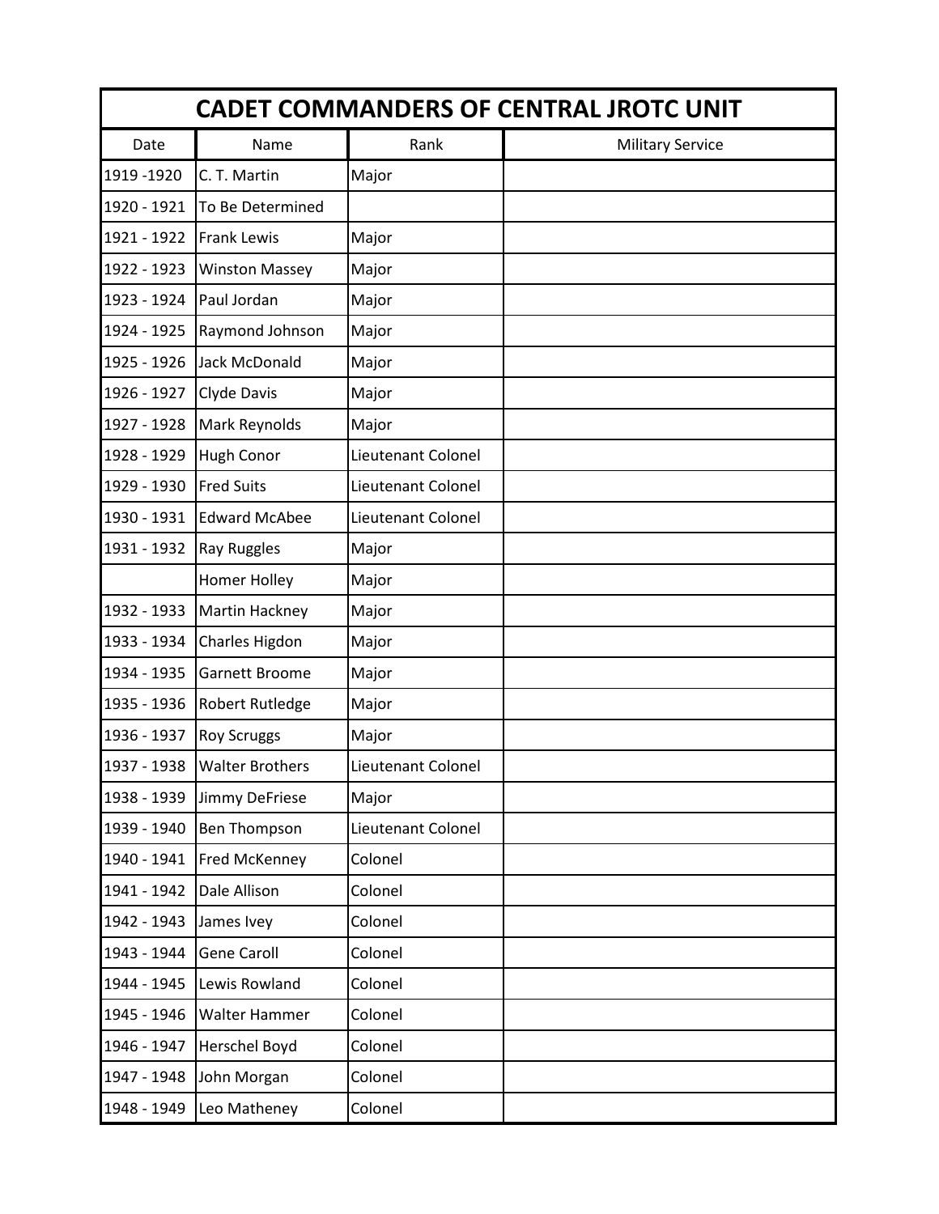# CADET COMMANDERS OF CENTRAL JROTC UNIT

| Date | Name | Rank | Military Service |
|---|---|---|---|
| 1919 -1920 | C. T. Martin | Major | |
| 1920 - 1921 | To Be Determined | | |
| 1921 - 1922 | Frank Lewis | Major | |
| 1922 - 1923 | Winston Massey | Major | |
| 1923 - 1924 | Paul Jordan | Major | |
| 1924 - 1925 | Raymond Johnson | Major | |
| 1925 - 1926 | Jack McDonald | Major | |
| 1926 - 1927 | Clyde Davis | Major | |
| 1927 - 1928 | Mark Reynolds | Major | |
| 1928 - 1929 | Hugh Conor | Lieutenant Colonel | |
| 1929 - 1930 | Fred Suits | Lieutenant Colonel | |
| 1930 - 1931 | Edward McAbee | Lieutenant Colonel | |
| 1931 - 1932 | Ray Ruggles | Major | |
| | Homer Holley | Major | |
| 1932 - 1933 | Martin Hackney | Major | |
| 1933 - 1934 | Charles Higdon | Major | |
| 1934 - 1935 | Garnett Broome | Major | |
| 1935 - 1936 | Robert Rutledge | Major | |
| 1936 - 1937 | Roy Scruggs | Major | |
| 1937 - 1938 | Walter Brothers | Lieutenant Colonel | |
| 1938 - 1939 | Jimmy DeFriese | Major | |
| 1939 - 1940 | Ben Thompson | Lieutenant Colonel | |
| 1940 - 1941 | Fred McKenney | Colonel | |
| 1941 - 1942 | Dale Allison | Colonel | |
| 1942 - 1943 | James Ivey | Colonel | |
| 1943 - 1944 | Gene Caroll | Colonel | |
| 1944 - 1945 | Lewis Rowland | Colonel | |
| 1945 - 1946 | Walter Hammer | Colonel | |
| 1946 - 1947 | Herschel Boyd | Colonel | |
| 1947 - 1948 | John Morgan | Colonel | |
| 1948 - 1949 | Leo Matheney | Colonel | |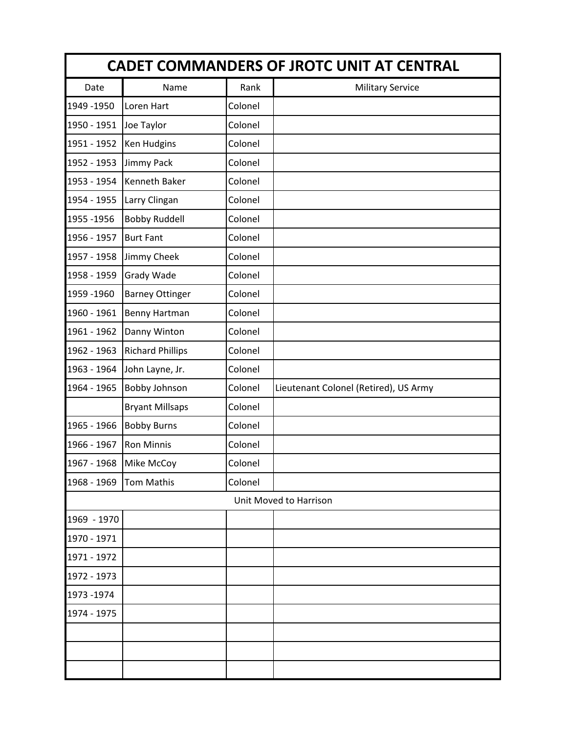| CADET COMMANDERS OF JROTC UNIT AT CENTRAL | | | |
|---|---|---|---|
| Date | Name | Rank | Military Service |
| 1949 -1950 | Loren Hart | Colonel | |
| 1950 - 1951 | Joe Taylor | Colonel | |
| 1951 - 1952 | Ken Hudgins | Colonel | |
| 1952 - 1953 | Jimmy Pack | Colonel | |
| 1953 - 1954 | Kenneth Baker | Colonel | |
| 1954 - 1955 | Larry Clingan | Colonel | |
| 1955 -1956 | Bobby Ruddell | Colonel | |
| 1956 - 1957 | Burt Fant | Colonel | |
| 1957 - 1958 | Jimmy Cheek | Colonel | |
| 1958 - 1959 | Grady Wade | Colonel | |
| 1959 -1960 | Barney Ottinger | Colonel | |
| 1960 - 1961 | Benny Hartman | Colonel | |
| 1961 - 1962 | Danny Winton | Colonel | |
| 1962 - 1963 | Richard Phillips | Colonel | |
| 1963 - 1964 | John Layne, Jr. | Colonel | |
| 1964 - 1965 | Bobby Johnson | Colonel | Lieutenant Colonel (Retired), US Army |
| | Bryant Millsaps | Colonel | |
| 1965 - 1966 | Bobby Burns | Colonel | |
| 1966 - 1967 | Ron Minnis | Colonel | |
| 1967 - 1968 | Mike McCoy | Colonel | |
| 1968 - 1969 | Tom Mathis | Colonel | |
| Unit Moved to Harrison | | | |
| 1969 - 1970 | | | |
| 1970 - 1971 | | | |
| 1971 - 1972 | | | |
| 1972 - 1973 | | | |
| 1973 -1974 | | | |
| 1974 - 1975 | | | |
| | | | |
| | | | |
| | | | |